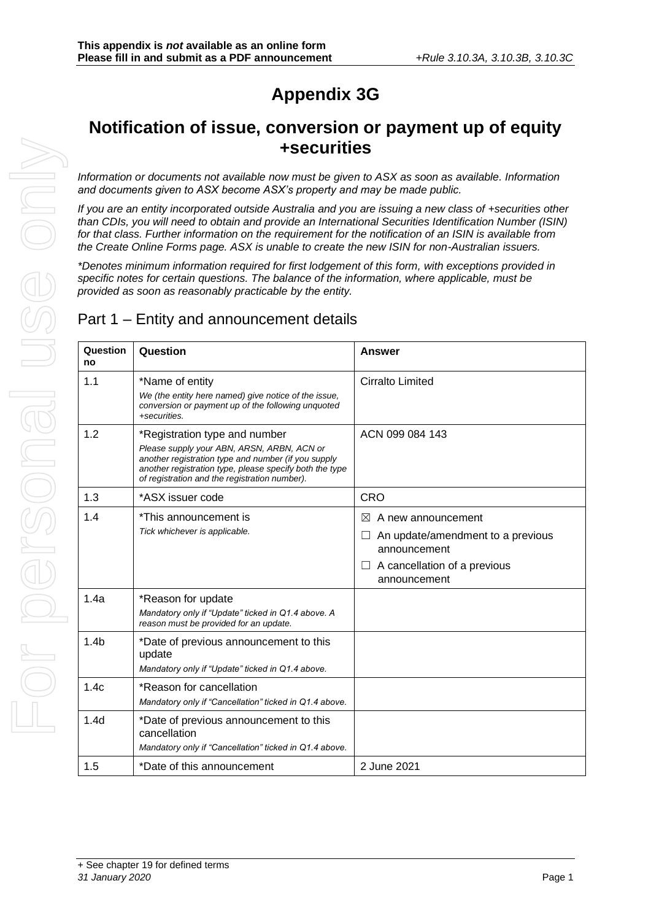**This appendix is *not* available as an online form**
**Please fill in and submit as a PDF announcement** *+Rule 3.10.3A, 3.10.3B, 3.10.3C*

# Appendix 3G

## Notification of issue, conversion or payment up of equity +securities

*Information or documents not available now must be given to ASX as soon as available. Information and documents given to ASX become ASX's property and may be made public.*

*If you are an entity incorporated outside Australia and you are issuing a new class of +securities other than CDIs, you will need to obtain and provide an International Securities Identification Number (ISIN) for that class. Further information on the requirement for the notification of an ISIN is available from the Create Online Forms page. ASX is unable to create the new ISIN for non-Australian issuers.*

*\*Denotes minimum information required for first lodgement of this form, with exceptions provided in specific notes for certain questions. The balance of the information, where applicable, must be provided as soon as reasonably practicable by the entity.*

## Part 1 – Entity and announcement details

| Question no | Question | Answer |
|---|---|---|
| 1.1 | *Name of entity<br>*We (the entity here named) give notice of the issue, conversion or payment up of the following unquoted +securities.* | Cirralto Limited |
| 1.2 | *Registration type and number<br>*Please supply your ABN, ARSN, ARBN, ACN or another registration type and number (if you supply another registration type, please specify both the type of registration and the registration number).* | ACN 099 084 143 |
| 1.3 | *ASX issuer code | CRO |
| 1.4 | *This announcement is<br>*Tick whichever is applicable.* | ☒ A new announcement<br>☐ An update/amendment to a previous announcement<br>☐ A cancellation of a previous announcement |
| 1.4a | *Reason for update<br>*Mandatory only if "Update" ticked in Q1.4 above. A reason must be provided for an update.* | |
| 1.4b | *Date of previous announcement to this update<br>*Mandatory only if "Update" ticked in Q1.4 above.* | |
| 1.4c | *Reason for cancellation<br>*Mandatory only if "Cancellation" ticked in Q1.4 above.* | |
| 1.4d | *Date of previous announcement to this cancellation<br>*Mandatory only if "Cancellation" ticked in Q1.4 above.* | |
| 1.5 | *Date of this announcement | 2 June 2021 |

+ See chapter 19 for defined terms
*31 January 2020*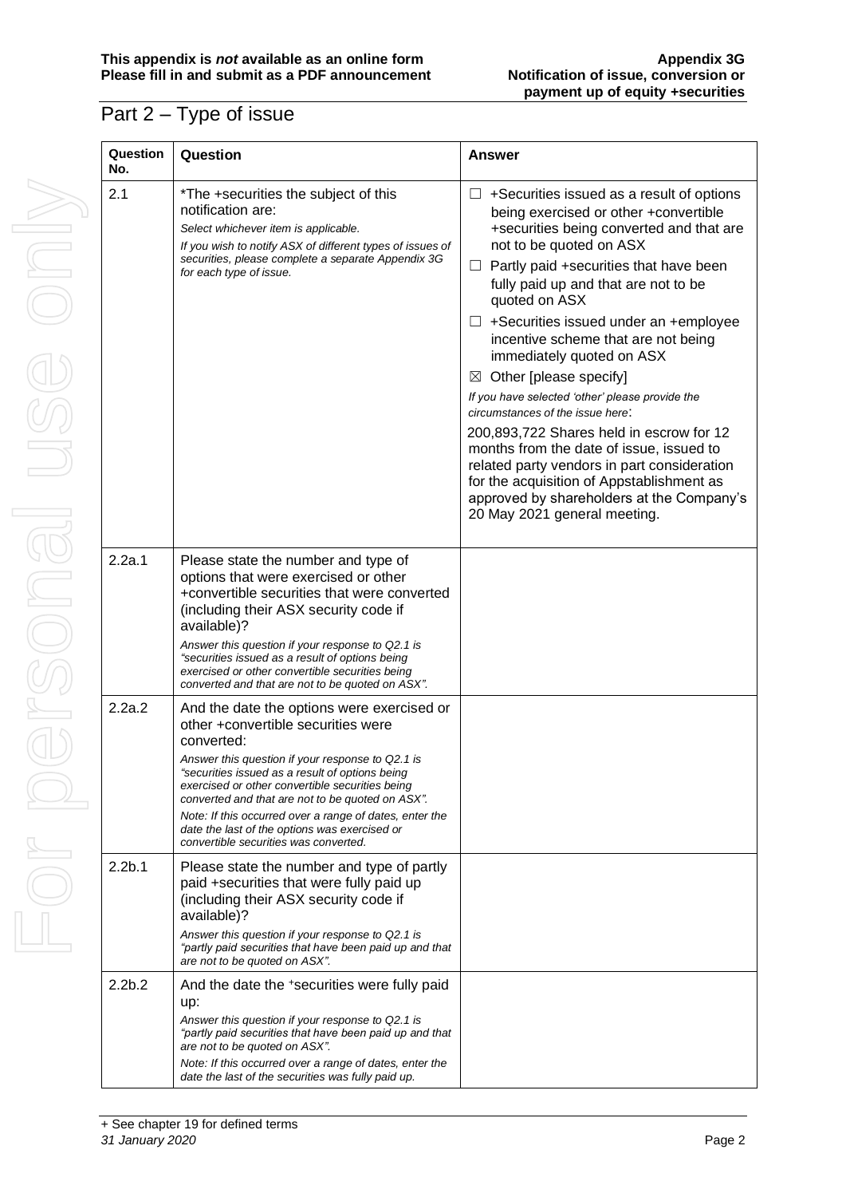# Part 2 – Type of issue

| Question No. | Question | Answer |
|---|---|---|
| 2.1 | *The +securities the subject of this notification are:<br>*Select whichever item is applicable.*<br>*If you wish to notify ASX of different types of issues of securities, please complete a separate Appendix 3G for each type of issue.* | ☐ +Securities issued as a result of options being exercised or other +convertible +securities being converted and that are not to be quoted on ASX<br>☐ Partly paid +securities that have been fully paid up and that are not to be quoted on ASX<br>☐ +Securities issued under an +employee incentive scheme that are not being immediately quoted on ASX<br>☒ Other [please specify]<br>*If you have selected 'other' please provide the circumstances of the issue here*:<br>200,893,722 Shares held in escrow for 12 months from the date of issue, issued to related party vendors in part consideration for the acquisition of Appstablishment as approved by shareholders at the Company's 20 May 2021 general meeting. |
| 2.2a.1 | Please state the number and type of options that were exercised or other +convertible securities that were converted (including their ASX security code if available)?<br>*Answer this question if your response to Q2.1 is "securities issued as a result of options being exercised or other convertible securities being converted and that are not to be quoted on ASX".* | |
| 2.2a.2 | And the date the options were exercised or other +convertible securities were converted:<br>*Answer this question if your response to Q2.1 is "securities issued as a result of options being exercised or other convertible securities being converted and that are not to be quoted on ASX".*<br>*Note: If this occurred over a range of dates, enter the date the last of the options was exercised or convertible securities was converted.* | |
| 2.2b.1 | Please state the number and type of partly paid +securities that were fully paid up (including their ASX security code if available)?<br>*Answer this question if your response to Q2.1 is "partly paid securities that have been paid up and that are not to be quoted on ASX".* | |
| 2.2b.2 | And the date the +securities were fully paid up:<br>*Answer this question if your response to Q2.1 is "partly paid securities that have been paid up and that are not to be quoted on ASX".*<br>*Note: If this occurred over a range of dates, enter the date the last of the securities was fully paid up.* | |

+ See chapter 19 for defined terms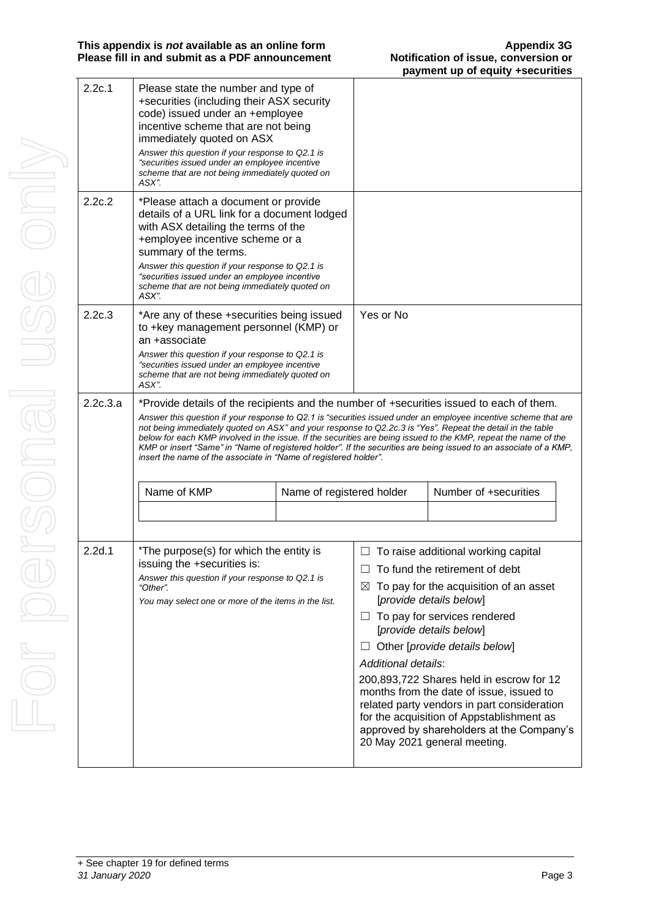| | | |
|---|---|---|
| 2.2c.1 | Please state the number and type of +securities (including their ASX security code) issued under an +employee incentive scheme that are not being immediately quoted on ASX<br>*Answer this question if your response to Q2.1 is "securities issued under an employee incentive scheme that are not being immediately quoted on ASX".* | |
| 2.2c.2 | *Please attach a document or provide details of a URL link for a document lodged with ASX detailing the terms of the +employee incentive scheme or a summary of the terms.<br>*Answer this question if your response to Q2.1 is "securities issued under an employee incentive scheme that are not being immediately quoted on ASX".* | |
| 2.2c.3 | *Are any of these +securities being issued to +key management personnel (KMP) or an +associate<br>*Answer this question if your response to Q2.1 is "securities issued under an employee incentive scheme that are not being immediately quoted on ASX".* | Yes or No |

**2.2c.3.a** *Provide details of the recipients and the number of +securities issued to each of them.

*Answer this question if your response to Q2.1 is "securities issued under an employee incentive scheme that are not being immediately quoted on ASX" and your response to Q2.2c.3 is "Yes". Repeat the detail in the table below for each KMP involved in the issue. If the securities are being issued to the KMP, repeat the name of the KMP or insert "Same" in "Name of registered holder". If the securities are being issued to an associate of a KMP, insert the name of the associate in "Name of registered holder".*

| Name of KMP | Name of registered holder | Number of +securities |
|---|---|---|
| | | |

| | | |
|---|---|---|
| 2.2d.1 | *The purpose(s) for which the entity is issuing the +securities is:<br>*Answer this question if your response to Q2.1 is "Other".*<br>*You may select one or more of the items in the list.* | ☐ To raise additional working capital<br>☐ To fund the retirement of debt<br>☒ To pay for the acquisition of an asset [*provide details below*]<br>☐ To pay for services rendered [*provide details below*]<br>☐ Other [*provide details below*]<br>*Additional details*:<br>200,893,722 Shares held in escrow for 12 months from the date of issue, issued to related party vendors in part consideration for the acquisition of Appstablishment as approved by shareholders at the Company's 20 May 2021 general meeting. |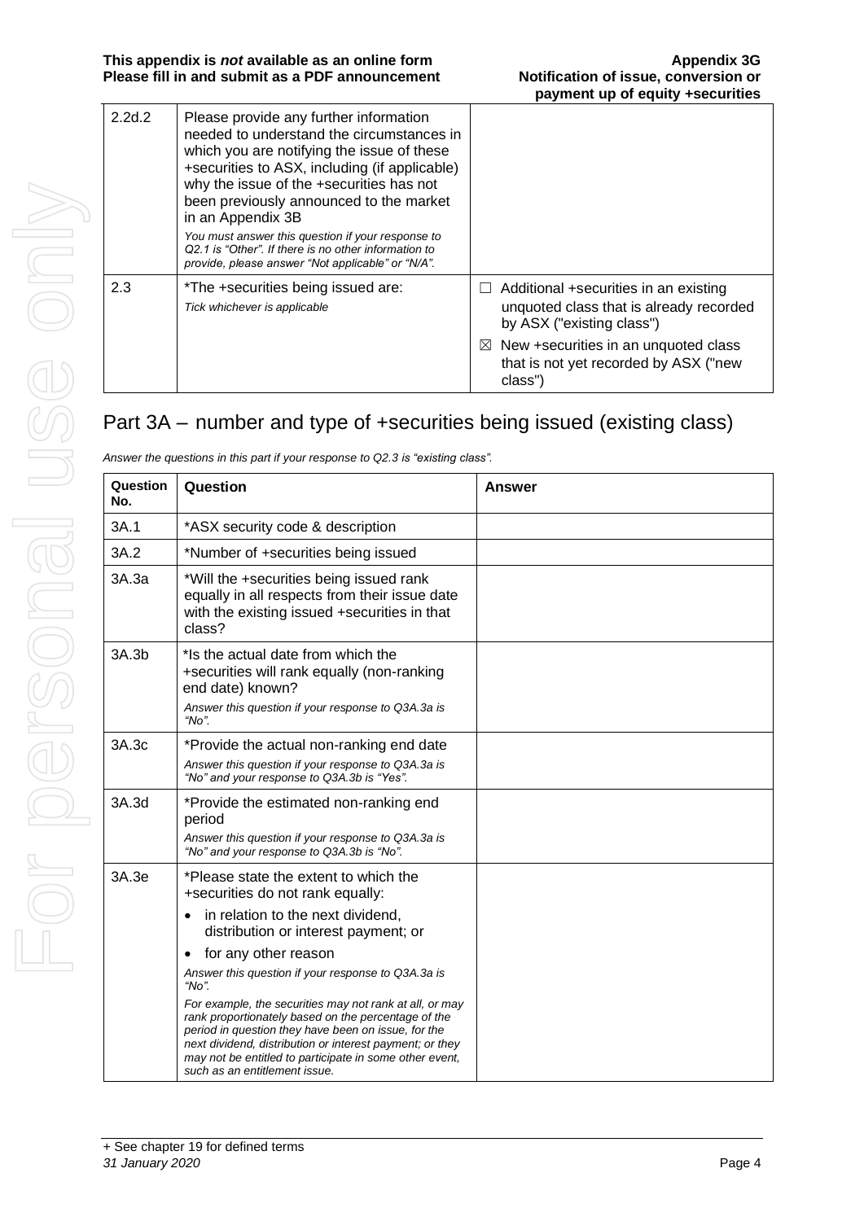| | | |
|---|---|---|
| 2.2d.2 | Please provide any further information needed to understand the circumstances in which you are notifying the issue of these +securities to ASX, including (if applicable) why the issue of the +securities has not been previously announced to the market in an Appendix 3B<br>*You must answer this question if your response to Q2.1 is "Other". If there is no other information to provide, please answer "Not applicable" or "N/A".* | |
| 2.3 | *The +securities being issued are:<br>*Tick whichever is applicable* | ☐ Additional +securities in an existing unquoted class that is already recorded by ASX ("existing class")<br>☒ New +securities in an unquoted class that is not yet recorded by ASX ("new class") |

## Part 3A – number and type of +securities being issued (existing class)

*Answer the questions in this part if your response to Q2.3 is "existing class".*

| Question No. | Question | Answer |
|---|---|---|
| 3A.1 | *ASX security code & description | |
| 3A.2 | *Number of +securities being issued | |
| 3A.3a | *Will the +securities being issued rank equally in all respects from their issue date with the existing issued +securities in that class? | |
| 3A.3b | *Is the actual date from which the +securities will rank equally (non-ranking end date) known?<br>*Answer this question if your response to Q3A.3a is "No".* | |
| 3A.3c | *Provide the actual non-ranking end date<br>*Answer this question if your response to Q3A.3a is "No" and your response to Q3A.3b is "Yes".* | |
| 3A.3d | *Provide the estimated non-ranking end period<br>*Answer this question if your response to Q3A.3a is "No" and your response to Q3A.3b is "No".* | |
| 3A.3e | *Please state the extent to which the +securities do not rank equally:<br>• in relation to the next dividend, distribution or interest payment; or<br>• for any other reason<br>*Answer this question if your response to Q3A.3a is "No".*<br>*For example, the securities may not rank at all, or may rank proportionately based on the percentage of the period in question they have been on issue, for the next dividend, distribution or interest payment; or they may not be entitled to participate in some other event, such as an entitlement issue.* | |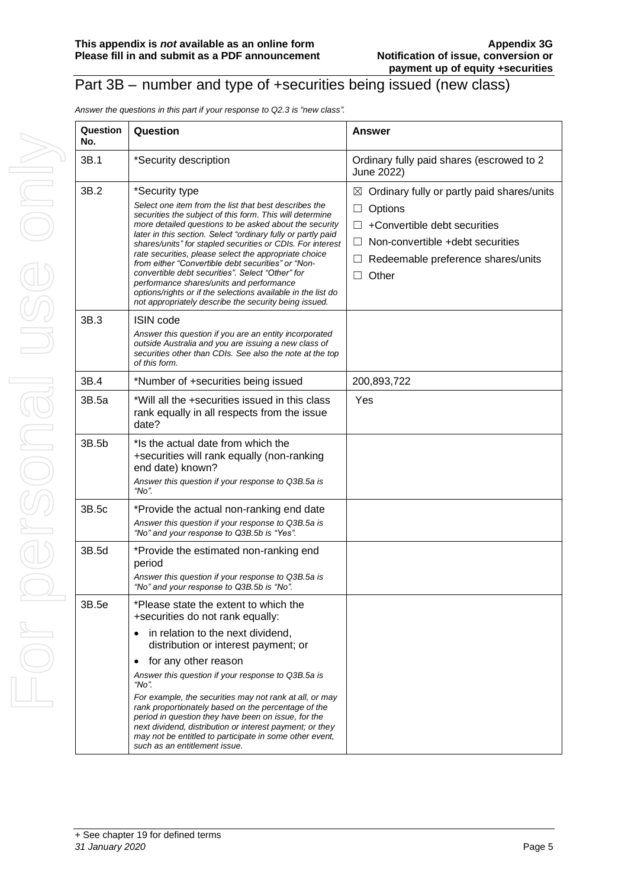## Part 3B – number and type of +securities being issued (new class)

*Answer the questions in this part if your response to Q2.3 is "new class".*

| Question No. | Question | Answer |
|---|---|---|
| 3B.1 | *Security description | Ordinary fully paid shares (escrowed to 2 June 2022) |
| 3B.2 | *Security type<br>*Select one item from the list that best describes the securities the subject of this form. This will determine more detailed questions to be asked about the security later in this section. Select "ordinary fully or partly paid shares/units" for stapled securities or CDIs. For interest rate securities, please select the appropriate choice from either "Convertible debt securities" or "Non-convertible debt securities". Select "Other" for performance shares/units and performance options/rights or if the selections available in the list do not appropriately describe the security being issued.* | ☒ Ordinary fully or partly paid shares/units<br>☐ Options<br>☐ +Convertible debt securities<br>☐ Non-convertible +debt securities<br>☐ Redeemable preference shares/units<br>☐ Other |
| 3B.3 | ISIN code<br>*Answer this question if you are an entity incorporated outside Australia and you are issuing a new class of securities other than CDIs. See also the note at the top of this form.* | |
| 3B.4 | *Number of +securities being issued | 200,893,722 |
| 3B.5a | *Will all the +securities issued in this class rank equally in all respects from the issue date? | Yes |
| 3B.5b | *Is the actual date from which the +securities will rank equally (non-ranking end date) known?<br>*Answer this question if your response to Q3B.5a is "No".* | |
| 3B.5c | *Provide the actual non-ranking end date<br>*Answer this question if your response to Q3B.5a is "No" and your response to Q3B.5b is "Yes".* | |
| 3B.5d | *Provide the estimated non-ranking end period<br>*Answer this question if your response to Q3B.5a is "No" and your response to Q3B.5b is "No".* | |
| 3B.5e | *Please state the extent to which the +securities do not rank equally:<br>• in relation to the next dividend, distribution or interest payment; or<br>• for any other reason<br>*Answer this question if your response to Q3B.5a is "No".*<br>*For example, the securities may not rank at all, or may rank proportionately based on the percentage of the period in question they have been on issue, for the next dividend, distribution or interest payment; or they may not be entitled to participate in some other event, such as an entitlement issue.* | |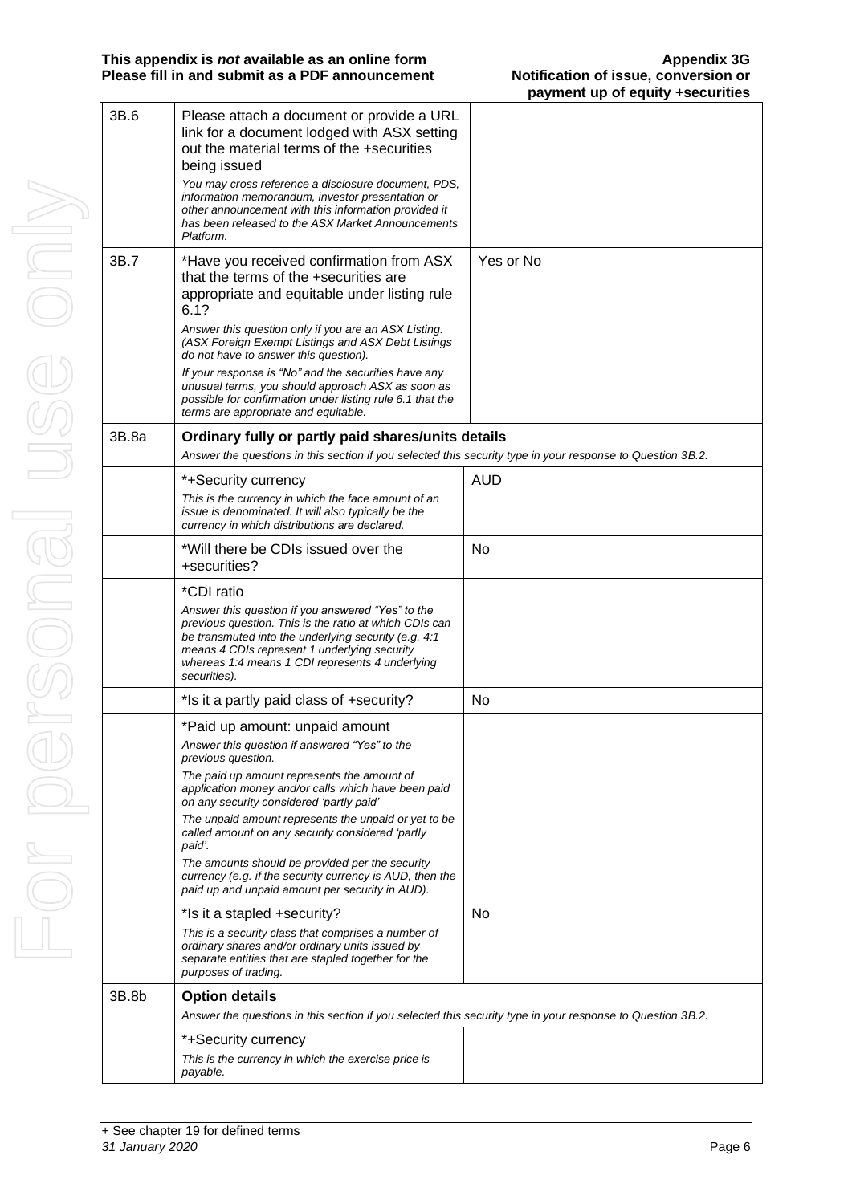| | | |
|---|---|---|
| 3B.6 | Please attach a document or provide a URL link for a document lodged with ASX setting out the material terms of the +securities being issued<br>*You may cross reference a disclosure document, PDS, information memorandum, investor presentation or other announcement with this information provided it has been released to the ASX Market Announcements Platform.* | |
| 3B.7 | *Have you received confirmation from ASX that the terms of the +securities are appropriate and equitable under listing rule 6.1?<br>*Answer this question only if you are an ASX Listing. (ASX Foreign Exempt Listings and ASX Debt Listings do not have to answer this question).*<br>*If your response is "No" and the securities have any unusual terms, you should approach ASX as soon as possible for confirmation under listing rule 6.1 that the terms are appropriate and equitable.* | Yes or No |
| 3B.8a | **Ordinary fully or partly paid shares/units details**<br>*Answer the questions in this section if you selected this security type in your response to Question 3B.2.* | |
| | *+Security currency<br>*This is the currency in which the face amount of an issue is denominated. It will also typically be the currency in which distributions are declared.* | AUD |
| | *Will there be CDIs issued over the +securities? | No |
| | *CDI ratio<br>*Answer this question if you answered "Yes" to the previous question. This is the ratio at which CDIs can be transmuted into the underlying security (e.g. 4:1 means 4 CDIs represent 1 underlying security whereas 1:4 means 1 CDI represents 4 underlying securities).* | |
| | *Is it a partly paid class of +security? | No |
| | *Paid up amount: unpaid amount<br>*Answer this question if answered "Yes" to the previous question.*<br>*The paid up amount represents the amount of application money and/or calls which have been paid on any security considered 'partly paid'*<br>*The unpaid amount represents the unpaid or yet to be called amount on any security considered 'partly paid'.*<br>*The amounts should be provided per the security currency (e.g. if the security currency is AUD, then the paid up and unpaid amount per security in AUD).* | |
| | *Is it a stapled +security?<br>*This is a security class that comprises a number of ordinary shares and/or ordinary units issued by separate entities that are stapled together for the purposes of trading.* | No |
| 3B.8b | **Option details**<br>*Answer the questions in this section if you selected this security type in your response to Question 3B.2.* | |
| | *+Security currency<br>*This is the currency in which the exercise price is payable.* | |

+ See chapter 19 for defined terms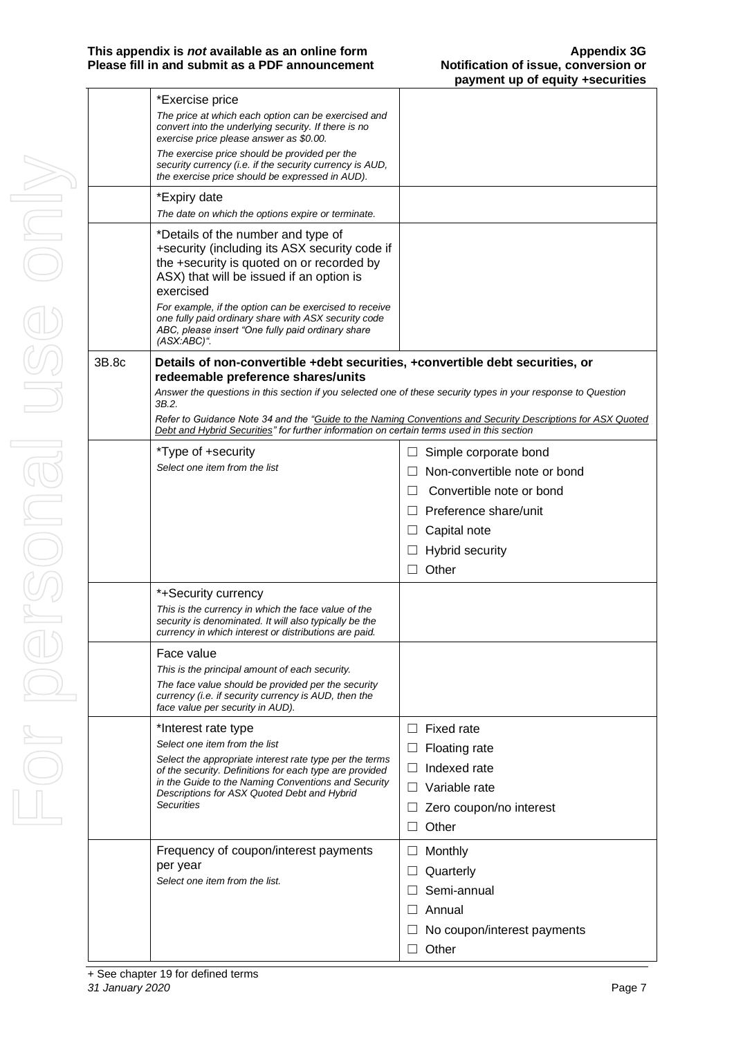| | | |
|---|---|---|
| | *Exercise price<br>*The price at which each option can be exercised and convert into the underlying security. If there is no exercise price please answer as $0.00.*<br>*The exercise price should be provided per the security currency (i.e. if the security currency is AUD, the exercise price should be expressed in AUD).* | |
| | *Expiry date<br>*The date on which the options expire or terminate.* | |
| | *Details of the number and type of +security (including its ASX security code if the +security is quoted on or recorded by ASX) that will be issued if an option is exercised<br>*For example, if the option can be exercised to receive one fully paid ordinary share with ASX security code ABC, please insert "One fully paid ordinary share (ASX:ABC)".* | |
| 3B.8c | **Details of non-convertible +debt securities, +convertible debt securities, or redeemable preference shares/units**<br>*Answer the questions in this section if you selected one of these security types in your response to Question 3B.2.*<br>*Refer to Guidance Note 34 and the "Guide to the Naming Conventions and Security Descriptions for ASX Quoted Debt and Hybrid Securities" for further information on certain terms used in this section* | |
| | *Type of +security<br>*Select one item from the list* | ☐ Simple corporate bond<br>☐ Non-convertible note or bond<br>☐ Convertible note or bond<br>☐ Preference share/unit<br>☐ Capital note<br>☐ Hybrid security<br>☐ Other |
| | *+Security currency<br>*This is the currency in which the face value of the security is denominated. It will also typically be the currency in which interest or distributions are paid.* | |
| | Face value<br>*This is the principal amount of each security.*<br>*The face value should be provided per the security currency (i.e. if security currency is AUD, then the face value per security in AUD).* | |
| | *Interest rate type<br>*Select one item from the list*<br>*Select the appropriate interest rate type per the terms of the security. Definitions for each type are provided in the Guide to the Naming Conventions and Security Descriptions for ASX Quoted Debt and Hybrid Securities* | ☐ Fixed rate<br>☐ Floating rate<br>☐ Indexed rate<br>☐ Variable rate<br>☐ Zero coupon/no interest<br>☐ Other |
| | Frequency of coupon/interest payments per year<br>*Select one item from the list.* | ☐ Monthly<br>☐ Quarterly<br>☐ Semi-annual<br>☐ Annual<br>☐ No coupon/interest payments<br>☐ Other |

+ See chapter 19 for defined terms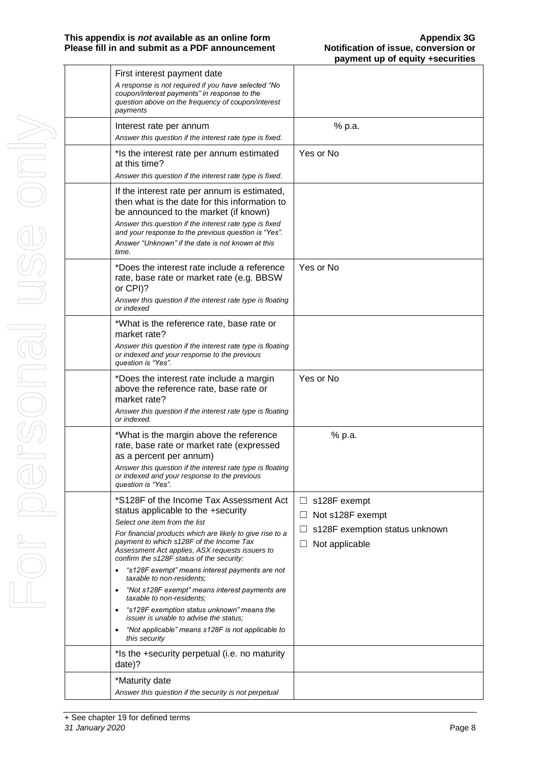| | | |
|---|---|---|
| | First interest payment date<br>*A response is not required if you have selected "No coupon/interest payments" in response to the question above on the frequency of coupon/interest payments* | |
| | Interest rate per annum<br>*Answer this question if the interest rate type is fixed.* | % p.a. |
| | *Is the interest rate per annum estimated at this time?<br>*Answer this question if the interest rate type is fixed.* | Yes or No |
| | If the interest rate per annum is estimated, then what is the date for this information to be announced to the market (if known)<br>*Answer this question if the interest rate type is fixed and your response to the previous question is "Yes". Answer "Unknown" if the date is not known at this time.* | |
| | *Does the interest rate include a reference rate, base rate or market rate (e.g. BBSW or CPI)?<br>*Answer this question if the interest rate type is floating or indexed* | Yes or No |
| | *What is the reference rate, base rate or market rate?<br>*Answer this question if the interest rate type is floating or indexed and your response to the previous question is "Yes".* | |
| | *Does the interest rate include a margin above the reference rate, base rate or market rate?<br>*Answer this question if the interest rate type is floating or indexed.* | Yes or No |
| | *What is the margin above the reference rate, base rate or market rate (expressed as a percent per annum)<br>*Answer this question if the interest rate type is floating or indexed and your response to the previous question is "Yes".* | % p.a. |
| | *S128F of the Income Tax Assessment Act status applicable to the +security<br>*Select one item from the list*<br>*For financial products which are likely to give rise to a payment to which s128F of the Income Tax Assessment Act applies, ASX requests issuers to confirm the s128F status of the security:*<br>• *"s128F exempt" means interest payments are not taxable to non-residents;*<br>• *"Not s128F exempt" means interest payments are taxable to non-residents;*<br>• *"s128F exemption status unknown" means the issuer is unable to advise the status;*<br>• *"Not applicable" means s128F is not applicable to this security* | ☐ s128F exempt<br>☐ Not s128F exempt<br>☐ s128F exemption status unknown<br>☐ Not applicable |
| | *Is the +security perpetual (i.e. no maturity date)? | |
| | *Maturity date<br>*Answer this question if the security is not perpetual* | |

+ See chapter 19 for defined terms
*31 January 2020*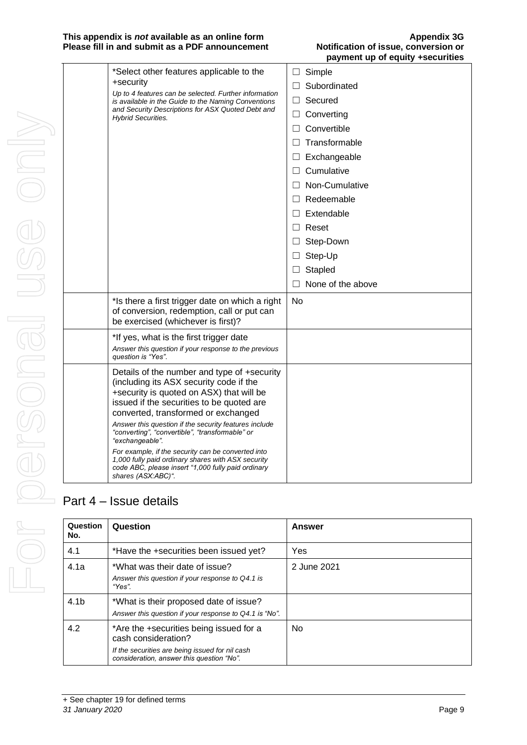| | | |
|---|---|---|
| | *Select other features applicable to the +security<br>*Up to 4 features can be selected. Further information is available in the Guide to the Naming Conventions and Security Descriptions for ASX Quoted Debt and Hybrid Securities.* | ☐ Simple<br>☐ Subordinated<br>☐ Secured<br>☐ Converting<br>☐ Convertible<br>☐ Transformable<br>☐ Exchangeable<br>☐ Cumulative<br>☐ Non-Cumulative<br>☐ Redeemable<br>☐ Extendable<br>☐ Reset<br>☐ Step-Down<br>☐ Step-Up<br>☐ Stapled<br>☐ None of the above |
| | *Is there a first trigger date on which a right of conversion, redemption, call or put can be exercised (whichever is first)? | No |
| | *If yes, what is the first trigger date<br>*Answer this question if your response to the previous question is "Yes".* | |
| | Details of the number and type of +security (including its ASX security code if the +security is quoted on ASX) that will be issued if the securities to be quoted are converted, transformed or exchanged<br>*Answer this question if the security features include "converting", "convertible", "transformable" or "exchangeable".*<br>*For example, if the security can be converted into 1,000 fully paid ordinary shares with ASX security code ABC, please insert "1,000 fully paid ordinary shares (ASX:ABC)".* | |

## Part 4 – Issue details

| Question No. | Question | Answer |
|---|---|---|
| 4.1 | *Have the +securities been issued yet? | Yes |
| 4.1a | *What was their date of issue?<br>*Answer this question if your response to Q4.1 is "Yes".* | 2 June 2021 |
| 4.1b | *What is their proposed date of issue?<br>*Answer this question if your response to Q4.1 is "No".* | |
| 4.2 | *Are the +securities being issued for a cash consideration?<br>*If the securities are being issued for nil cash consideration, answer this question "No".* | No |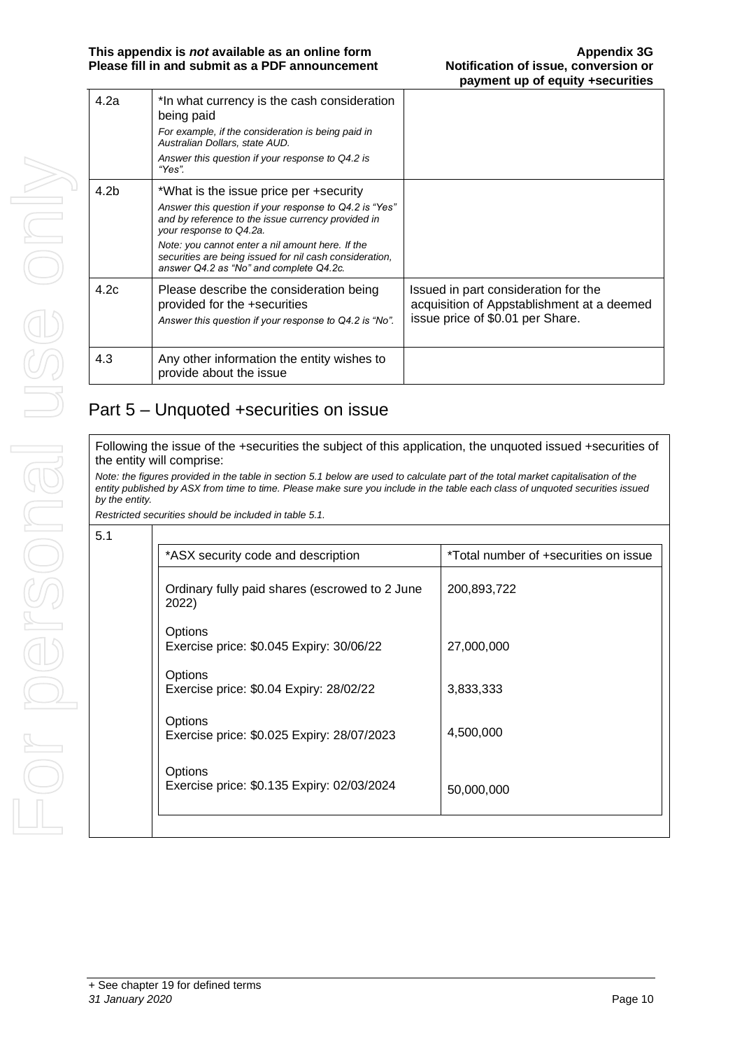| | | |
|---|---|---|
| 4.2a | *In what currency is the cash consideration being paid<br>*For example, if the consideration is being paid in Australian Dollars, state AUD.*<br>*Answer this question if your response to Q4.2 is "Yes".* | |
| 4.2b | *What is the issue price per +security<br>*Answer this question if your response to Q4.2 is "Yes" and by reference to the issue currency provided in your response to Q4.2a.*<br>*Note: you cannot enter a nil amount here. If the securities are being issued for nil cash consideration, answer Q4.2 as "No" and complete Q4.2c.* | |
| 4.2c | Please describe the consideration being provided for the +securities<br>*Answer this question if your response to Q4.2 is "No".* | Issued in part consideration for the acquisition of Appstablishment at a deemed issue price of $0.01 per Share. |
| 4.3 | Any other information the entity wishes to provide about the issue | |

## Part 5 – Unquoted +securities on issue

Following the issue of the +securities the subject of this application, the unquoted issued +securities of the entity will comprise:

*Note: the figures provided in the table in section 5.1 below are used to calculate part of the total market capitalisation of the entity published by ASX from time to time. Please make sure you include in the table each class of unquoted securities issued by the entity.*

*Restricted securities should be included in table 5.1.*

5.1

| *ASX security code and description | *Total number of +securities on issue |
|---|---|
| Ordinary fully paid shares (escrowed to 2 June 2022) | 200,893,722 |
| Options<br>Exercise price: $0.045 Expiry: 30/06/22 | 27,000,000 |
| Options<br>Exercise price: $0.04 Expiry: 28/02/22 | 3,833,333 |
| Options<br>Exercise price: $0.025 Expiry: 28/07/2023 | 4,500,000 |
| Options<br>Exercise price: $0.135 Expiry: 02/03/2024 | 50,000,000 |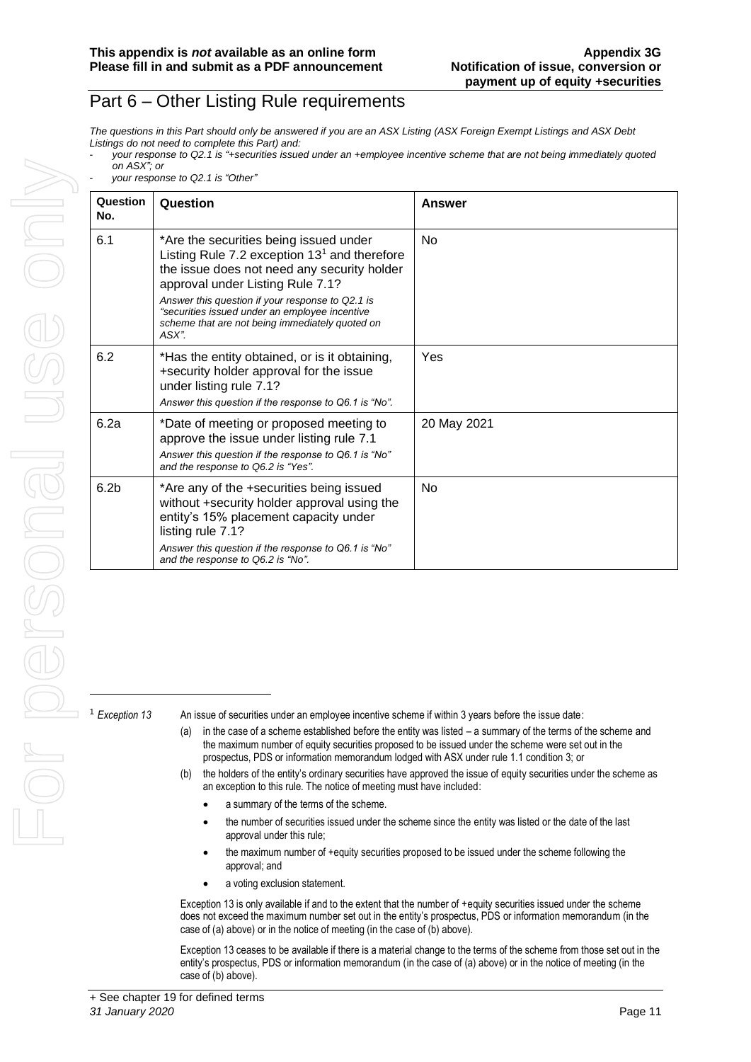# Part 6 – Other Listing Rule requirements

*The questions in this Part should only be answered if you are an ASX Listing (ASX Foreign Exempt Listings and ASX Debt Listings do not need to complete this Part) and:*

- *your response to Q2.1 is "+securities issued under an +employee incentive scheme that are not being immediately quoted on ASX"; or*
- *your response to Q2.1 is "Other"*

| Question No. | Question | Answer |
|---|---|---|
| 6.1 | *Are the securities being issued under Listing Rule 7.2 exception 13[1] and therefore the issue does not need any security holder approval under Listing Rule 7.1? *Answer this question if your response to Q2.1 is "securities issued under an employee incentive scheme that are not being immediately quoted on ASX".* | No |
| 6.2 | *Has the entity obtained, or is it obtaining, +security holder approval for the issue under listing rule 7.1? *Answer this question if the response to Q6.1 is "No".* | Yes |
| 6.2a | *Date of meeting or proposed meeting to approve the issue under listing rule 7.1 *Answer this question if the response to Q6.1 is "No" and the response to Q6.2 is "Yes".* | 20 May 2021 |
| 6.2b | *Are any of the +securities being issued without +security holder approval using the entity's 15% placement capacity under listing rule 7.1? *Answer this question if the response to Q6.1 is "No" and the response to Q6.2 is "No".* | No |

[1] *Exception 13* An issue of securities under an employee incentive scheme if within 3 years before the issue date:

(a) in the case of a scheme established before the entity was listed – a summary of the terms of the scheme and the maximum number of equity securities proposed to be issued under the scheme were set out in the prospectus, PDS or information memorandum lodged with ASX under rule 1.1 condition 3; or

(b) the holders of the entity's ordinary securities have approved the issue of equity securities under the scheme as an exception to this rule. The notice of meeting must have included:

- a summary of the terms of the scheme.
- the number of securities issued under the scheme since the entity was listed or the date of the last approval under this rule;
- the maximum number of +equity securities proposed to be issued under the scheme following the approval; and
- a voting exclusion statement.

Exception 13 is only available if and to the extent that the number of +equity securities issued under the scheme does not exceed the maximum number set out in the entity's prospectus, PDS or information memorandum (in the case of (a) above) or in the notice of meeting (in the case of (b) above).

Exception 13 ceases to be available if there is a material change to the terms of the scheme from those set out in the entity's prospectus, PDS or information memorandum (in the case of (a) above) or in the notice of meeting (in the case of (b) above).

+ See chapter 19 for defined terms
*31 January 2020*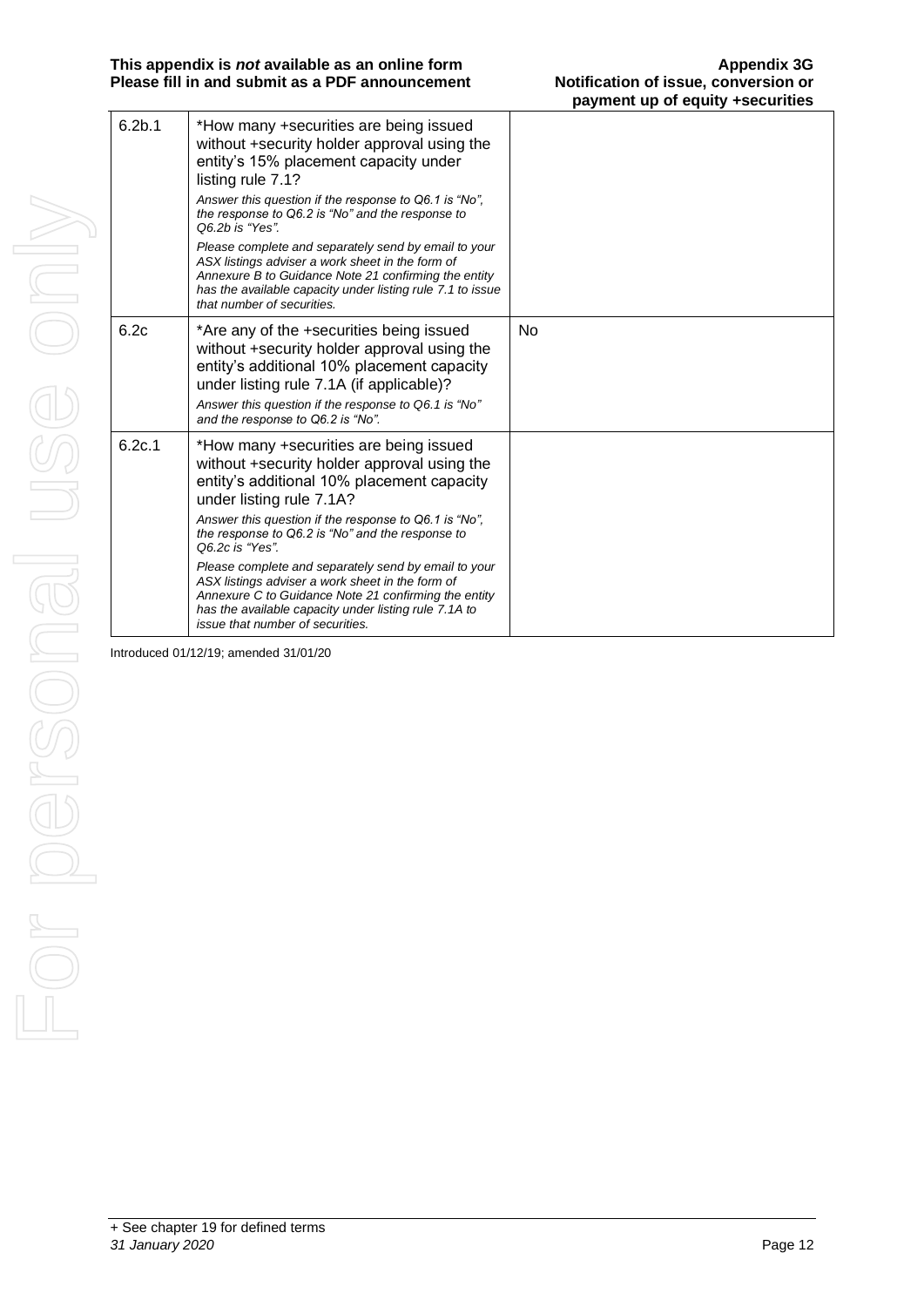| | | |
|---|---|---|
| 6.2b.1 | *How many +securities are being issued without +security holder approval using the entity's 15% placement capacity under listing rule 7.1?<br>*Answer this question if the response to Q6.1 is "No", the response to Q6.2 is "No" and the response to Q6.2b is "Yes".*<br>*Please complete and separately send by email to your ASX listings adviser a work sheet in the form of Annexure B to Guidance Note 21 confirming the entity has the available capacity under listing rule 7.1 to issue that number of securities.* | |
| 6.2c | *Are any of the +securities being issued without +security holder approval using the entity's additional 10% placement capacity under listing rule 7.1A (if applicable)?<br>*Answer this question if the response to Q6.1 is "No" and the response to Q6.2 is "No".* | No |
| 6.2c.1 | *How many +securities are being issued without +security holder approval using the entity's additional 10% placement capacity under listing rule 7.1A?<br>*Answer this question if the response to Q6.1 is "No", the response to Q6.2 is "No" and the response to Q6.2c is "Yes".*<br>*Please complete and separately send by email to your ASX listings adviser a work sheet in the form of Annexure C to Guidance Note 21 confirming the entity has the available capacity under listing rule 7.1A to issue that number of securities.* | |

Introduced 01/12/19; amended 31/01/20